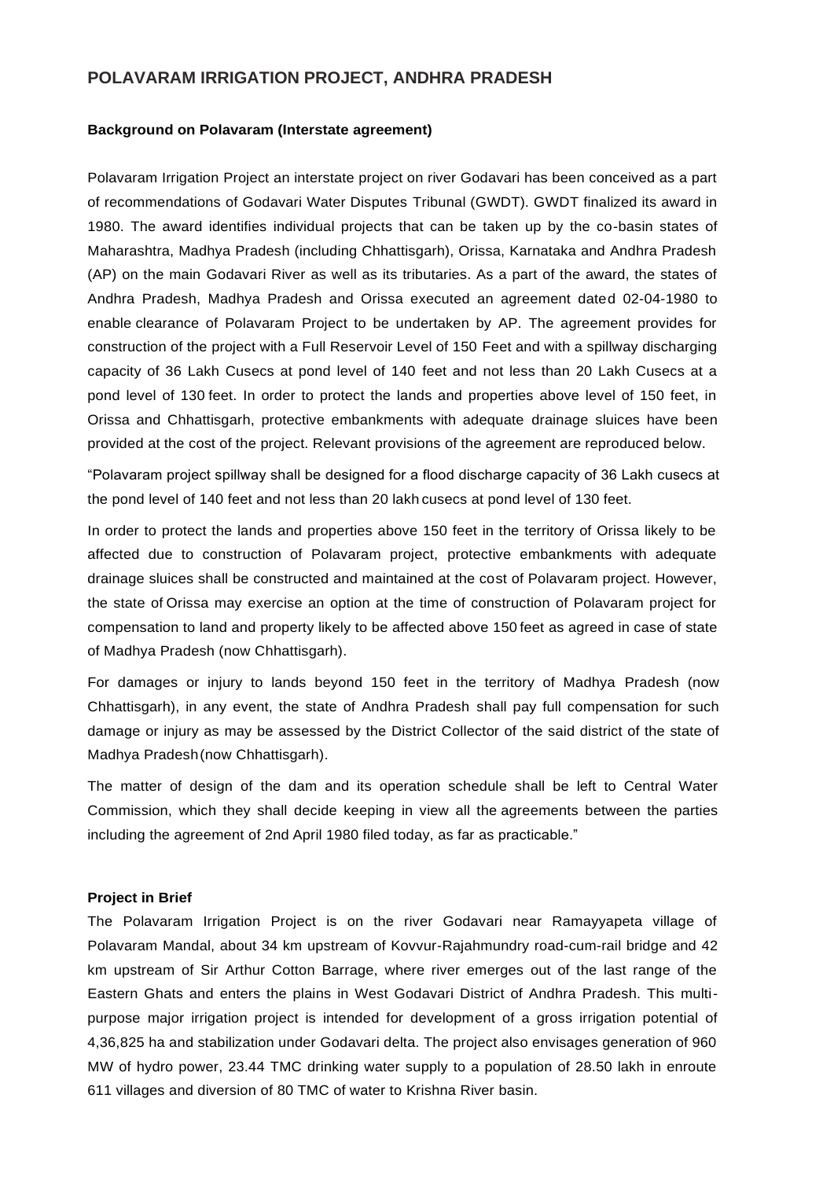# POLAVARAM IRRIGATION PROJECT, ANDHRA PRADESH

### Background on Polavaram (Interstate agreement)

Polavaram Irrigation Project an interstate project on river Godavari has been conceived as a part of recommendations of Godavari Water Disputes Tribunal (GWDT). GWDT finalized its award in 1980. The award identifies individual projects that can be taken up by the co-basin states of Maharashtra, Madhya Pradesh (including Chhattisgarh), Orissa, Karnataka and Andhra Pradesh (AP) on the main Godavari River as well as its tributaries. As a part of the award, the states of Andhra Pradesh, Madhya Pradesh and Orissa executed an agreement dated 02-04-1980 to enable clearance of Polavaram Project to be undertaken by AP. The agreement provides for construction of the project with a Full Reservoir Level of 150 Feet and with a spillway discharging capacity of 36 Lakh Cusecs at pond level of 140 feet and not less than 20 Lakh Cusecs at a pond level of 130 feet. In order to protect the lands and properties above level of 150 feet, in Orissa and Chhattisgarh, protective embankments with adequate drainage sluices have been provided at the cost of the project. Relevant provisions of the agreement are reproduced below.

"Polavaram project spillway shall be designed for a flood discharge capacity of 36 Lakh cusecs at the pond level of 140 feet and not less than 20 lakh cusecs at pond level of 130 feet.

In order to protect the lands and properties above 150 feet in the territory of Orissa likely to be affected due to construction of Polavaram project, protective embankments with adequate drainage sluices shall be constructed and maintained at the cost of Polavaram project. However, the state of Orissa may exercise an option at the time of construction of Polavaram project for compensation to land and property likely to be affected above 150 feet as agreed in case of state of Madhya Pradesh (now Chhattisgarh).

For damages or injury to lands beyond 150 feet in the territory of Madhya Pradesh (now Chhattisgarh), in any event, the state of Andhra Pradesh shall pay full compensation for such damage or injury as may be assessed by the District Collector of the said district of the state of Madhya Pradesh (now Chhattisgarh).

The matter of design of the dam and its operation schedule shall be left to Central Water Commission, which they shall decide keeping in view all the agreements between the parties including the agreement of 2nd April 1980 filed today, as far as practicable."

### Project in Brief

The Polavaram Irrigation Project is on the river Godavari near Ramayyapeta village of Polavaram Mandal, about 34 km upstream of Kovvur-Rajahmundry road-cum-rail bridge and 42 km upstream of Sir Arthur Cotton Barrage, where river emerges out of the last range of the Eastern Ghats and enters the plains in West Godavari District of Andhra Pradesh. This multi-purpose major irrigation project is intended for development of a gross irrigation potential of 4,36,825 ha and stabilization under Godavari delta. The project also envisages generation of 960 MW of hydro power, 23.44 TMC drinking water supply to a population of 28.50 lakh in enroute 611 villages and diversion of 80 TMC of water to Krishna River basin.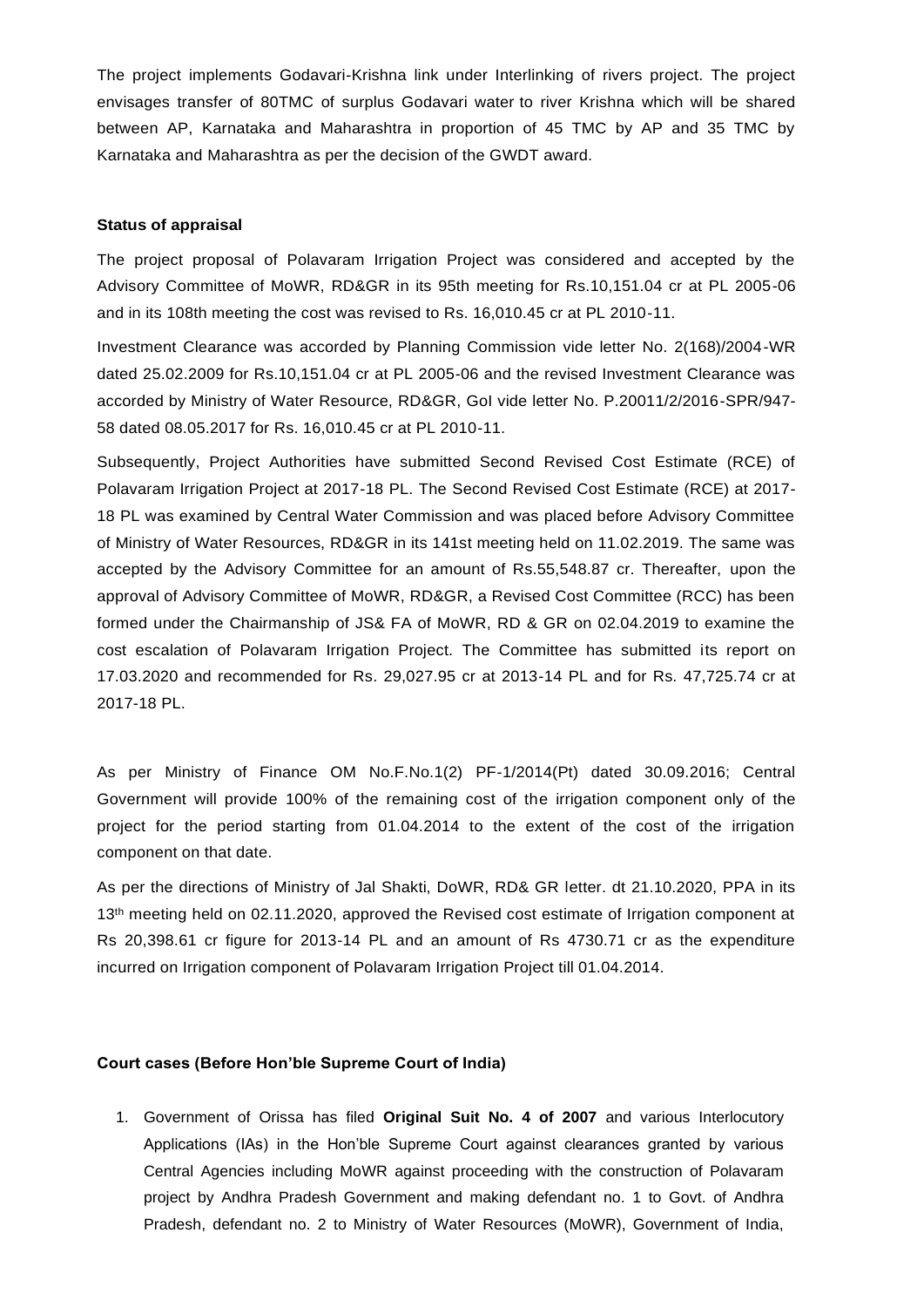The project implements Godavari-Krishna link under Interlinking of rivers project. The project envisages transfer of 80TMC of surplus Godavari water to river Krishna which will be shared between AP, Karnataka and Maharashtra in proportion of 45 TMC by AP and 35 TMC by Karnataka and Maharashtra as per the decision of the GWDT award.

**Status of appraisal**

The project proposal of Polavaram Irrigation Project was considered and accepted by the Advisory Committee of MoWR, RD&GR in its 95th meeting for Rs.10,151.04 cr at PL 2005-06 and in its 108th meeting the cost was revised to Rs. 16,010.45 cr at PL 2010-11.

Investment Clearance was accorded by Planning Commission vide letter No. 2(168)/2004-WR dated 25.02.2009 for Rs.10,151.04 cr at PL 2005-06 and the revised Investment Clearance was accorded by Ministry of Water Resource, RD&GR, GoI vide letter No. P.20011/2/2016-SPR/947-58 dated 08.05.2017 for Rs. 16,010.45 cr at PL 2010-11.

Subsequently, Project Authorities have submitted Second Revised Cost Estimate (RCE) of Polavaram Irrigation Project at 2017-18 PL. The Second Revised Cost Estimate (RCE) at 2017-18 PL was examined by Central Water Commission and was placed before Advisory Committee of Ministry of Water Resources, RD&GR in its 141st meeting held on 11.02.2019. The same was accepted by the Advisory Committee for an amount of Rs.55,548.87 cr. Thereafter, upon the approval of Advisory Committee of MoWR, RD&GR, a Revised Cost Committee (RCC) has been formed under the Chairmanship of JS& FA of MoWR, RD & GR on 02.04.2019 to examine the cost escalation of Polavaram Irrigation Project. The Committee has submitted its report on 17.03.2020 and recommended for Rs. 29,027.95 cr at 2013-14 PL and for Rs. 47,725.74 cr at 2017-18 PL.

As per Ministry of Finance OM No.F.No.1(2) PF-1/2014(Pt) dated 30.09.2016; Central Government will provide 100% of the remaining cost of the irrigation component only of the project for the period starting from 01.04.2014 to the extent of the cost of the irrigation component on that date.

As per the directions of Ministry of Jal Shakti, DoWR, RD& GR letter. dt 21.10.2020, PPA in its 13th meeting held on 02.11.2020, approved the Revised cost estimate of Irrigation component at Rs 20,398.61 cr figure for 2013-14 PL and an amount of Rs 4730.71 cr as the expenditure incurred on Irrigation component of Polavaram Irrigation Project till 01.04.2014.

**Court cases (Before Hon'ble Supreme Court of India)**

1. Government of Orissa has filed **Original Suit No. 4 of 2007** and various Interlocutory Applications (IAs) in the Hon'ble Supreme Court against clearances granted by various Central Agencies including MoWR against proceeding with the construction of Polavaram project by Andhra Pradesh Government and making defendant no. 1 to Govt. of Andhra Pradesh, defendant no. 2 to Ministry of Water Resources (MoWR), Government of India,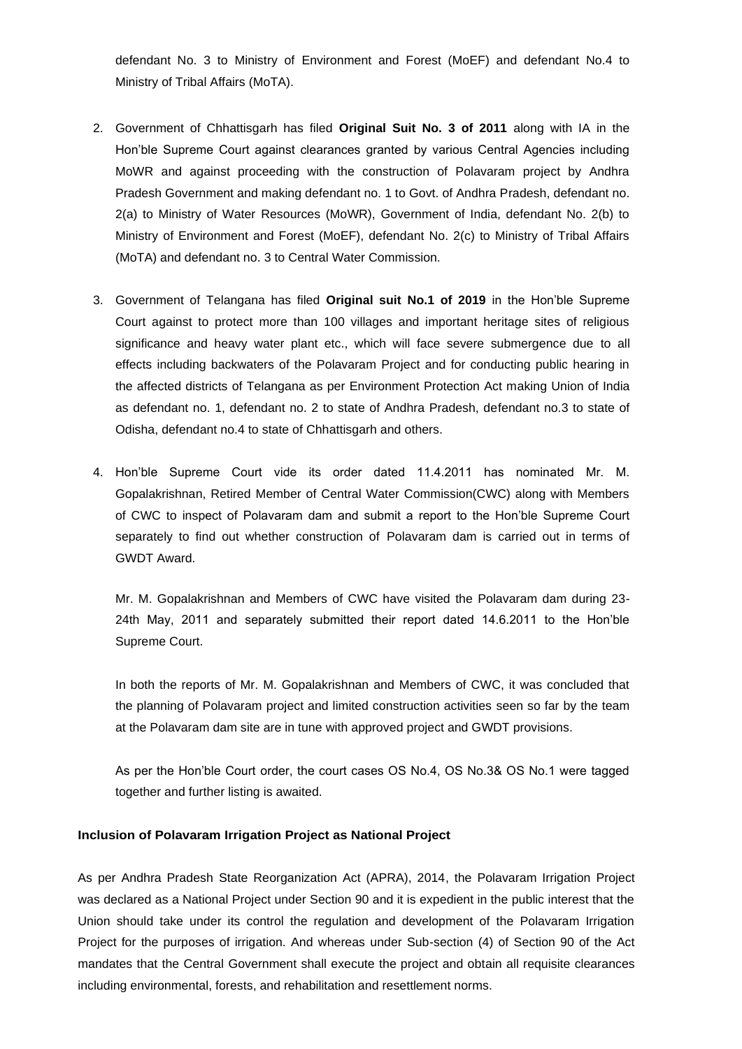defendant No. 3 to Ministry of Environment and Forest (MoEF) and defendant No.4 to Ministry of Tribal Affairs (MoTA).

2. Government of Chhattisgarh has filed **Original Suit No. 3 of 2011** along with IA in the Hon'ble Supreme Court against clearances granted by various Central Agencies including MoWR and against proceeding with the construction of Polavaram project by Andhra Pradesh Government and making defendant no. 1 to Govt. of Andhra Pradesh, defendant no. 2(a) to Ministry of Water Resources (MoWR), Government of India, defendant No. 2(b) to Ministry of Environment and Forest (MoEF), defendant No. 2(c) to Ministry of Tribal Affairs (MoTA) and defendant no. 3 to Central Water Commission.

3. Government of Telangana has filed **Original suit No.1 of 2019** in the Hon'ble Supreme Court against to protect more than 100 villages and important heritage sites of religious significance and heavy water plant etc., which will face severe submergence due to all effects including backwaters of the Polavaram Project and for conducting public hearing in the affected districts of Telangana as per Environment Protection Act making Union of India as defendant no. 1, defendant no. 2 to state of Andhra Pradesh, defendant no.3 to state of Odisha, defendant no.4 to state of Chhattisgarh and others.

4. Hon'ble Supreme Court vide its order dated 11.4.2011 has nominated Mr. M. Gopalakrishnan, Retired Member of Central Water Commission(CWC) along with Members of CWC to inspect of Polavaram dam and submit a report to the Hon'ble Supreme Court separately to find out whether construction of Polavaram dam is carried out in terms of GWDT Award.

   Mr. M. Gopalakrishnan and Members of CWC have visited the Polavaram dam during 23-24th May, 2011 and separately submitted their report dated 14.6.2011 to the Hon'ble Supreme Court.

   In both the reports of Mr. M. Gopalakrishnan and Members of CWC, it was concluded that the planning of Polavaram project and limited construction activities seen so far by the team at the Polavaram dam site are in tune with approved project and GWDT provisions.

   As per the Hon'ble Court order, the court cases OS No.4, OS No.3& OS No.1 were tagged together and further listing is awaited.

**Inclusion of Polavaram Irrigation Project as National Project**

As per Andhra Pradesh State Reorganization Act (APRA), 2014, the Polavaram Irrigation Project was declared as a National Project under Section 90 and it is expedient in the public interest that the Union should take under its control the regulation and development of the Polavaram Irrigation Project for the purposes of irrigation. And whereas under Sub-section (4) of Section 90 of the Act mandates that the Central Government shall execute the project and obtain all requisite clearances including environmental, forests, and rehabilitation and resettlement norms.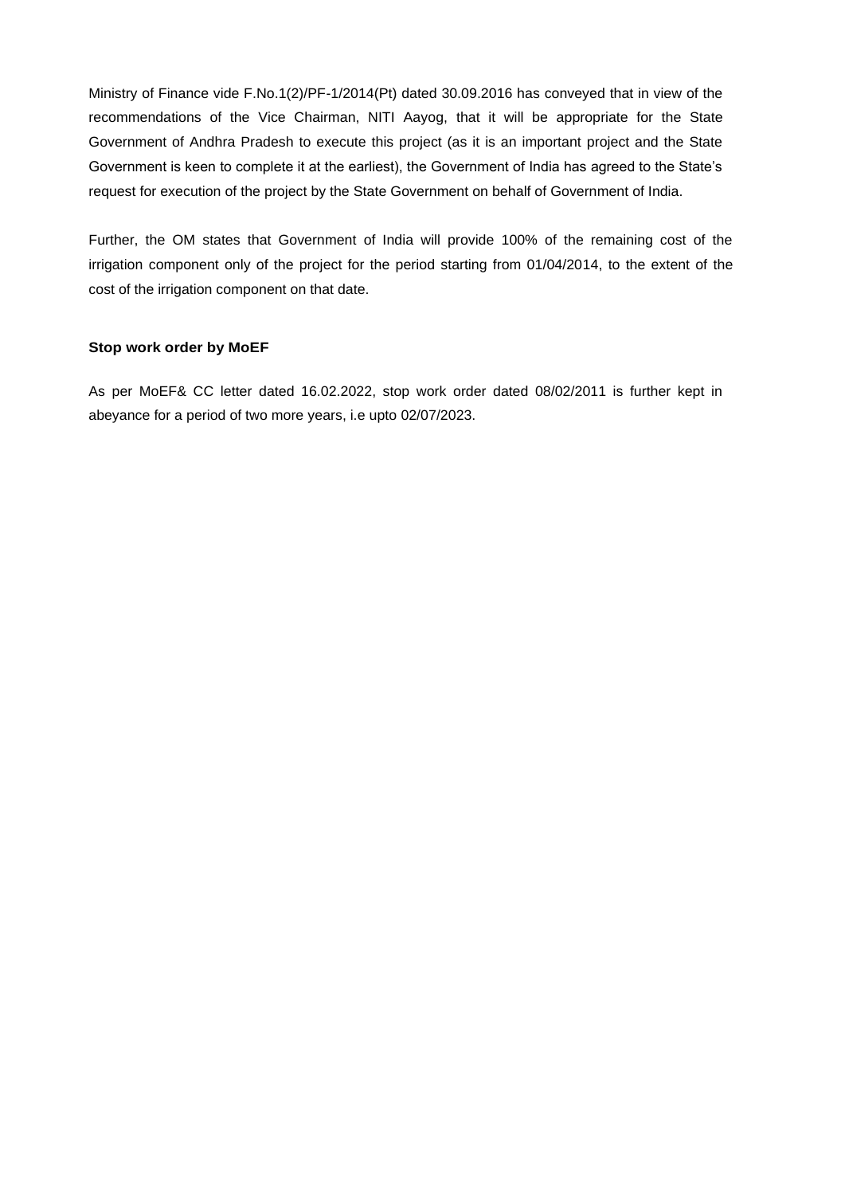Ministry of Finance vide F.No.1(2)/PF-1/2014(Pt) dated 30.09.2016 has conveyed that in view of the recommendations of the Vice Chairman, NITI Aayog, that it will be appropriate for the State Government of Andhra Pradesh to execute this project (as it is an important project and the State Government is keen to complete it at the earliest), the Government of India has agreed to the State's request for execution of the project by the State Government on behalf of Government of India.

Further, the OM states that Government of India will provide 100% of the remaining cost of the irrigation component only of the project for the period starting from 01/04/2014, to the extent of the cost of the irrigation component on that date.

**Stop work order by MoEF**

As per MoEF& CC letter dated 16.02.2022, stop work order dated 08/02/2011 is further kept in abeyance for a period of two more years, i.e upto 02/07/2023.